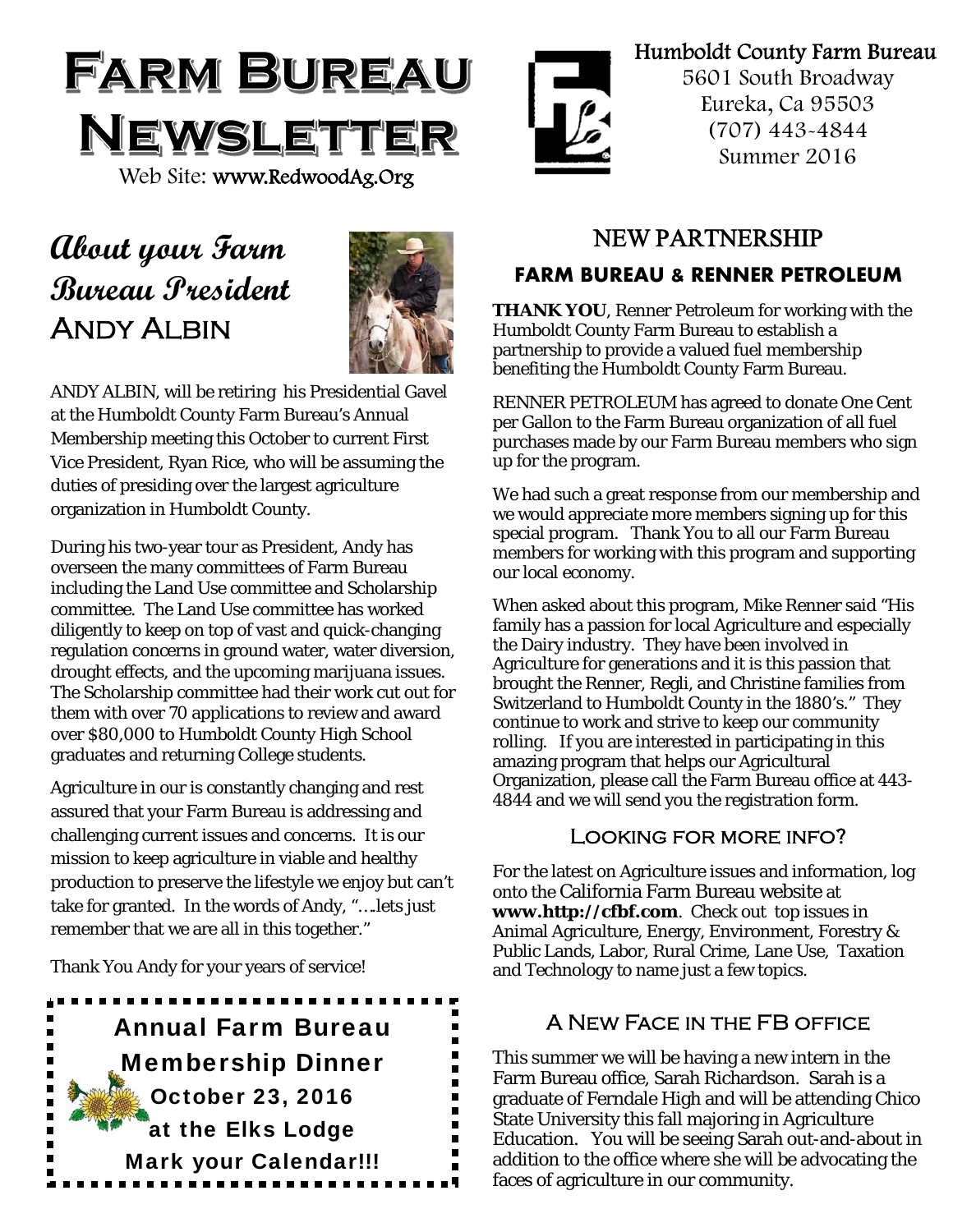# Farm Bureau Newsletter

Web Site: www.RedwoodAg.Org

Humboldt County Farm Bureau
5601 South Broadway
Eureka, Ca 95503
(707) 443-4844
Summer 2016

## About your Farm Bureau President Andy Albin

ANDY ALBIN, will be retiring his Presidential Gavel at the Humboldt County Farm Bureau's Annual Membership meeting this October to current First Vice President, Ryan Rice, who will be assuming the duties of presiding over the largest agriculture organization in Humboldt County.

During his two-year tour as President, Andy has overseen the many committees of Farm Bureau including the Land Use committee and Scholarship committee. The Land Use committee has worked diligently to keep on top of vast and quick-changing regulation concerns in ground water, water diversion, drought effects, and the upcoming marijuana issues. The Scholarship committee had their work cut out for them with over 70 applications to review and award over $80,000 to Humboldt County High School graduates and returning College students.

Agriculture in our is constantly changing and rest assured that your Farm Bureau is addressing and challenging current issues and concerns. It is our mission to keep agriculture in viable and healthy production to preserve the lifestyle we enjoy but can't take for granted. In the words of Andy, "….lets just remember that we are all in this together."

Thank You Andy for your years of service!

**Annual Farm Bureau Membership Dinner**
**October 23, 2016**
**at the Elks Lodge**
**Mark your Calendar!!!**

## NEW PARTNERSHIP

### FARM BUREAU & RENNER PETROLEUM

**THANK YOU**, Renner Petroleum for working with the Humboldt County Farm Bureau to establish a partnership to provide a valued fuel membership benefiting the Humboldt County Farm Bureau.

RENNER PETROLEUM has agreed to donate One Cent per Gallon to the Farm Bureau organization of all fuel purchases made by our Farm Bureau members who sign up for the program.

We had such a great response from our membership and we would appreciate more members signing up for this special program. Thank You to all our Farm Bureau members for working with this program and supporting our local economy.

When asked about this program, Mike Renner said "His family has a passion for local Agriculture and especially the Dairy industry. They have been involved in Agriculture for generations and it is this passion that brought the Renner, Regli, and Christine families from Switzerland to Humboldt County in the 1880's." They continue to work and strive to keep our community rolling. If you are interested in participating in this amazing program that helps our Agricultural Organization, please call the Farm Bureau office at 443-4844 and we will send you the registration form.

### Looking for more info?

For the latest on Agriculture issues and information, log onto the California Farm Bureau website at **www.http://cfbf.com**. Check out top issues in Animal Agriculture, Energy, Environment, Forestry & Public Lands, Labor, Rural Crime, Lane Use, Taxation and Technology to name just a few topics.

### A New Face in the FB office

This summer we will be having a new intern in the Farm Bureau office, Sarah Richardson. Sarah is a graduate of Ferndale High and will be attending Chico State University this fall majoring in Agriculture Education. You will be seeing Sarah out-and-about in addition to the office where she will be advocating the faces of agriculture in our community.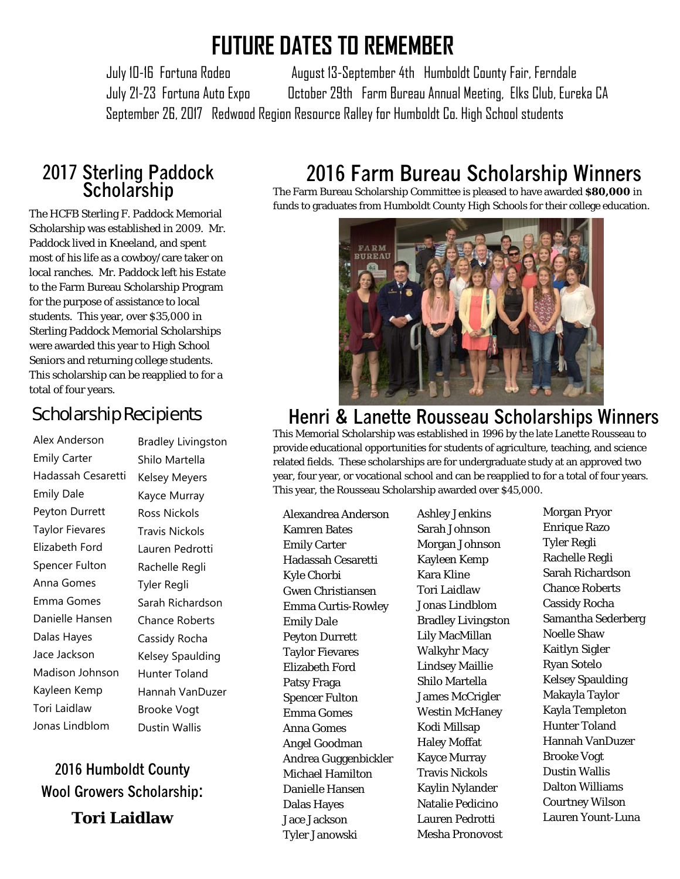# FUTURE DATES TO REMEMBER

July 10-16 Fortuna Rodeo

August 13-September 4th Humboldt County Fair, Ferndale

July 21-23 Fortuna Auto Expo

October 29th Farm Bureau Annual Meeting, Elks Club, Eureka CA

September 26, 2017 Redwood Region Resource Ralley for Humboldt Co. High School students

## 2017 Sterling Paddock Scholarship

The HCFB Sterling F. Paddock Memorial Scholarship was established in 2009. Mr. Paddock lived in Kneeland, and spent most of his life as a cowboy/care taker on local ranches. Mr. Paddock left his Estate to the Farm Bureau Scholarship Program for the purpose of assistance to local students. This year, over $35,000 in Sterling Paddock Memorial Scholarships were awarded this year to High School Seniors and returning college students. This scholarship can be reapplied to for a total of four years.

### Scholarship Recipients

- Alex Anderson
- Emily Carter
- Hadassah Cesaretti
- Emily Dale
- Peyton Durrett
- Taylor Fievares
- Elizabeth Ford
- Spencer Fulton
- Anna Gomes
- Emma Gomes
- Danielle Hansen
- Dalas Hayes
- Jace Jackson
- Madison Johnson
- Kayleen Kemp
- Tori Laidlaw
- Jonas Lindblom
- Bradley Livingston
- Shilo Martella
- Kelsey Meyers
- Kayce Murray
- Ross Nickols
- Travis Nickols
- Lauren Pedrotti
- Rachelle Regli
- Tyler Regli
- Sarah Richardson
- Chance Roberts
- Cassidy Rocha
- Kelsey Spaulding
- Hunter Toland
- Hannah VanDuzer
- Brooke Vogt
- Dustin Wallis

### 2016 Humboldt County Wool Growers Scholarship:

**Tori Laidlaw**

## 2016 Farm Bureau Scholarship Winners

The Farm Bureau Scholarship Committee is pleased to have awarded **$80,000** in funds to graduates from Humboldt County High Schools for their college education.

## Henri & Lanette Rousseau Scholarships Winners

This Memorial Scholarship was established in 1996 by the late Lanette Rousseau to provide educational opportunities for students of agriculture, teaching, and science related fields. These scholarships are for undergraduate study at an approved two year, four year, or vocational school and can be reapplied to for a total of four years. This year, the Rousseau Scholarship awarded over $45,000.

- Alexandrea Anderson
- Kamren Bates
- Emily Carter
- Hadassah Cesaretti
- Kyle Chorbi
- Gwen Christiansen
- Emma Curtis-Rowley
- Emily Dale
- Peyton Durrett
- Taylor Fievares
- Elizabeth Ford
- Patsy Fraga
- Spencer Fulton
- Emma Gomes
- Anna Gomes
- Angel Goodman
- Andrea Guggenbickler
- Michael Hamilton
- Danielle Hansen
- Dalas Hayes
- Jace Jackson
- Tyler Janowski
- Ashley Jenkins
- Sarah Johnson
- Morgan Johnson
- Kayleen Kemp
- Kara Kline
- Tori Laidlaw
- Jonas Lindblom
- Bradley Livingston
- Lily MacMillan
- Walkyhr Macy
- Lindsey Maillie
- Shilo Martella
- James McCrigler
- Westin McHaney
- Kodi Millsap
- Haley Moffat
- Kayce Murray
- Travis Nickols
- Kaylin Nylander
- Natalie Pedicino
- Lauren Pedrotti
- Mesha Pronovost
- Morgan Pryor
- Enrique Razo
- Tyler Regli
- Rachelle Regli
- Sarah Richardson
- Chance Roberts
- Cassidy Rocha
- Samantha Sederberg
- Noelle Shaw
- Kaitlyn Sigler
- Ryan Sotelo
- Kelsey Spaulding
- Makayla Taylor
- Kayla Templeton
- Hunter Toland
- Hannah VanDuzer
- Brooke Vogt
- Dustin Wallis
- Dalton Williams
- Courtney Wilson
- Lauren Yount-Luna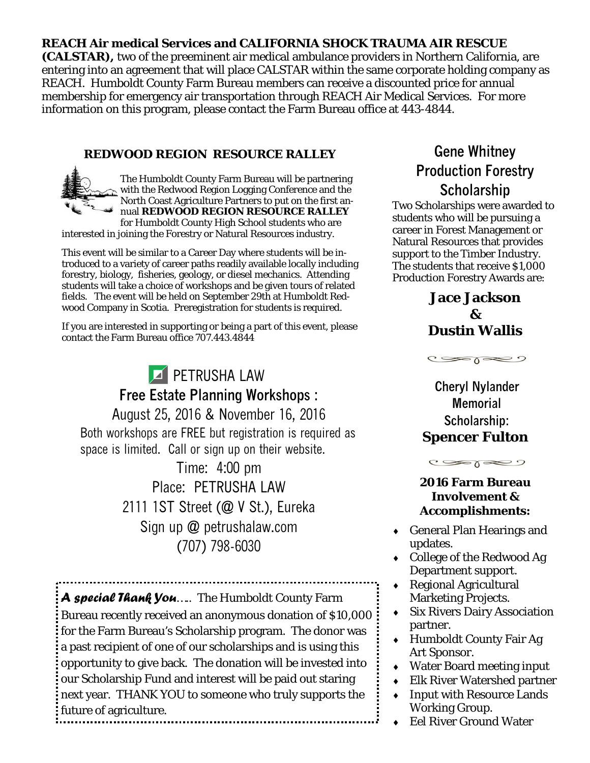**REACH Air medical Services and CALIFORNIA SHOCK TRAUMA AIR RESCUE (CALSTAR),** two of the preeminent air medical ambulance providers in Northern California, are entering into an agreement that will place CALSTAR within the same corporate holding company as REACH. Humboldt County Farm Bureau members can receive a discounted price for annual membership for emergency air transportation through REACH Air Medical Services. For more information on this program, please contact the Farm Bureau office at 443-4844.

## REDWOOD REGION RESOURCE RALLEY

The Humboldt County Farm Bureau will be partnering with the Redwood Region Logging Conference and the North Coast Agriculture Partners to put on the first annual **REDWOOD REGION RESOURCE RALLEY** for Humboldt County High School students who are interested in joining the Forestry or Natural Resources industry.

This event will be similar to a Career Day where students will be introduced to a variety of career paths readily available locally including forestry, biology, fisheries, geology, or diesel mechanics. Attending students will take a choice of workshops and be given tours of related fields. The event will be held on September 29th at Humboldt Redwood Company in Scotia. Preregistration for students is required.

If you are interested in supporting or being a part of this event, please contact the Farm Bureau office 707.443.4844

## PETRUSHA LAW

### Free Estate Planning Workshops :

August 25, 2016 & November 16, 2016

Both workshops are FREE but registration is required as space is limited. Call or sign up on their website.

Time: 4:00 pm

Place: PETRUSHA LAW

2111 1ST Street (@ V St.), Eureka

Sign up @ petrushalaw.com

(707) 798-6030

***A special Thank You*….** The Humboldt County Farm Bureau recently received an anonymous donation of $10,000 for the Farm Bureau's Scholarship program. The donor was a past recipient of one of our scholarships and is using this opportunity to give back. The donation will be invested into our Scholarship Fund and interest will be paid out staring next year. THANK YOU to someone who truly supports the future of agriculture.

## Gene Whitney Production Forestry Scholarship

Two Scholarships were awarded to students who will be pursuing a career in Forest Management or Natural Resources that provides support to the Timber Industry. The students that receive $1,000 Production Forestry Awards are:

**Jace Jackson & Dustin Wallis**

## Cheryl Nylander Memorial Scholarship:

**Spencer Fulton**

### 2016 Farm Bureau Involvement & Accomplishments:

- General Plan Hearings and updates.
- College of the Redwood Ag Department support.
- Regional Agricultural Marketing Projects.
- Six Rivers Dairy Association partner.
- Humboldt County Fair Ag Art Sponsor.
- Water Board meeting input
- Elk River Watershed partner
- Input with Resource Lands Working Group.
- Eel River Ground Water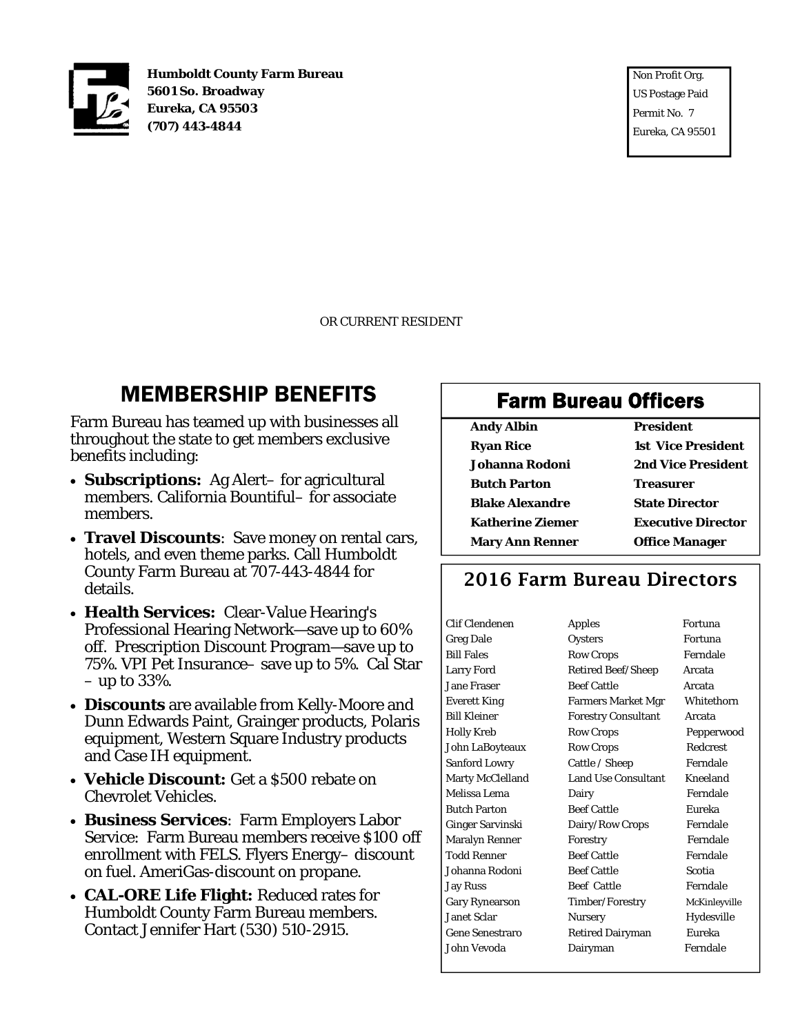**Humboldt County Farm Bureau**
**5601 So. Broadway**
**Eureka, CA 95503**
**(707) 443-4844**

Non Profit Org.
US Postage Paid
Permit No. 7
Eureka, CA 95501

OR CURRENT RESIDENT

## MEMBERSHIP BENEFITS

Farm Bureau has teamed up with businesses all throughout the state to get members exclusive benefits including:

- **Subscriptions:** Ag Alert– for agricultural members. California Bountiful– for associate members.
- **Travel Discounts**: Save money on rental cars, hotels, and even theme parks. Call Humboldt County Farm Bureau at 707-443-4844 for details.
- **Health Services:** Clear-Value Hearing's Professional Hearing Network—save up to 60% off. Prescription Discount Program—save up to 75%. VPI Pet Insurance– save up to 5%. Cal Star – up to 33%.
- **Discounts** are available from Kelly-Moore and Dunn Edwards Paint, Grainger products, Polaris equipment, Western Square Industry products and Case IH equipment.
- **Vehicle Discount:** Get a $500 rebate on Chevrolet Vehicles.
- **Business Services**: Farm Employers Labor Service: Farm Bureau members receive $100 off enrollment with FELS. Flyers Energy– discount on fuel. AmeriGas-discount on propane.
- **CAL-ORE Life Flight:** Reduced rates for Humboldt County Farm Bureau members. Contact Jennifer Hart (530) 510-2915.

## Farm Bureau Officers

| | |
|---|---|
| **Andy Albin** | **President** |
| **Ryan Rice** | **1st Vice President** |
| **Johanna Rodoni** | **2nd Vice President** |
| **Butch Parton** | **Treasurer** |
| **Blake Alexandre** | **State Director** |
| **Katherine Ziemer** | **Executive Director** |
| **Mary Ann Renner** | **Office Manager** |

## 2016 Farm Bureau Directors

| | | |
|---|---|---|
| Clif Clendenen | Apples | Fortuna |
| Greg Dale | Oysters | Fortuna |
| Bill Fales | Row Crops | Ferndale |
| Larry Ford | Retired Beef/Sheep | Arcata |
| Jane Fraser | Beef Cattle | Arcata |
| Everett King | Farmers Market Mgr | Whitethorn |
| Bill Kleiner | Forestry Consultant | Arcata |
| Holly Kreb | Row Crops | Pepperwood |
| John LaBoyteaux | Row Crops | Redcrest |
| Sanford Lowry | Cattle / Sheep | Ferndale |
| Marty McClelland | Land Use Consultant | Kneeland |
| Melissa Lema | Dairy | Ferndale |
| Butch Parton | Beef Cattle | Eureka |
| Ginger Sarvinski | Dairy/Row Crops | Ferndale |
| Maralyn Renner | Forestry | Ferndale |
| Todd Renner | Beef Cattle | Ferndale |
| Johanna Rodoni | Beef Cattle | Scotia |
| Jay Russ | Beef Cattle | Ferndale |
| Gary Rynearson | Timber/Forestry | McKinleyville |
| Janet Sclar | Nursery | Hydesville |
| Gene Senestraro | Retired Dairyman | Eureka |
| John Vevoda | Dairyman | Ferndale |